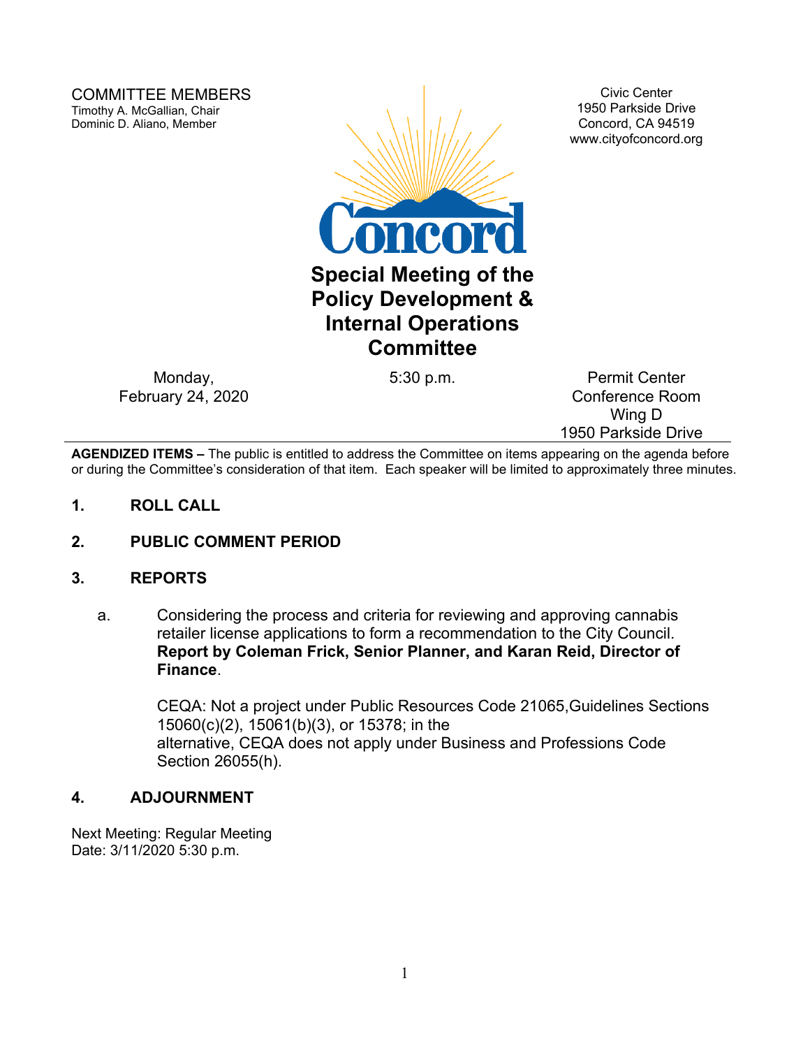COMMITTEE MEMBERS
Timothy A. McGallian, Chair
Dominic D. Aliano, Member

Civic Center
1950 Parkside Drive
Concord, CA 94519
www.cityofconcord.org

Concord

# Special Meeting of the Policy Development & Internal Operations Committee

Monday,
February 24, 2020

5:30 p.m.

Permit Center
Conference Room
Wing D
1950 Parkside Drive

**AGENDIZED ITEMS –** The public is entitled to address the Committee on items appearing on the agenda before or during the Committee's consideration of that item. Each speaker will be limited to approximately three minutes.

## 1. ROLL CALL

## 2. PUBLIC COMMENT PERIOD

## 3. REPORTS

a. Considering the process and criteria for reviewing and approving cannabis retailer license applications to form a recommendation to the City Council. **Report by Coleman Frick, Senior Planner, and Karan Reid, Director of Finance**.

CEQA: Not a project under Public Resources Code 21065,Guidelines Sections 15060(c)(2), 15061(b)(3), or 15378; in the alternative, CEQA does not apply under Business and Professions Code Section 26055(h).

## 4. ADJOURNMENT

Next Meeting: Regular Meeting
Date: 3/11/2020 5:30 p.m.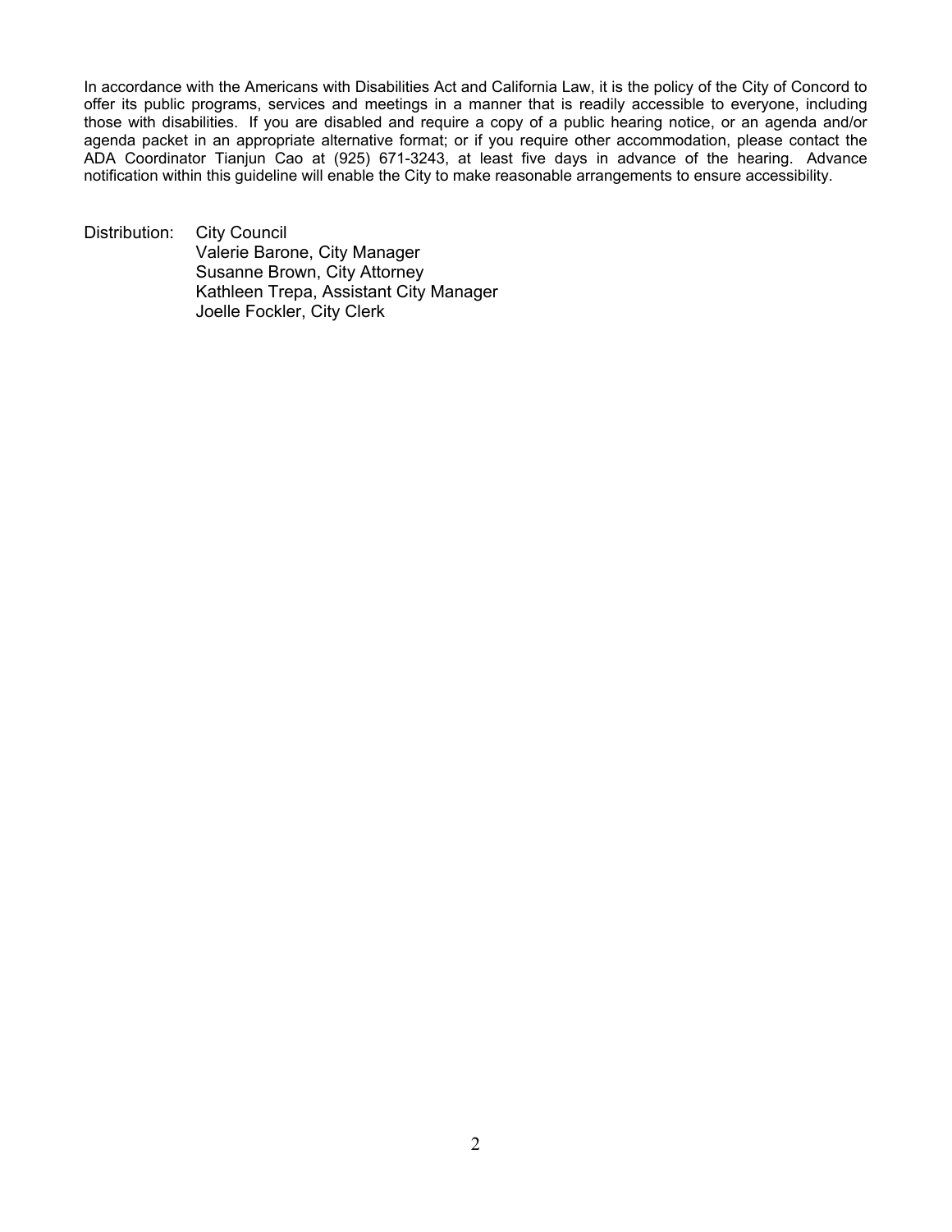In accordance with the Americans with Disabilities Act and California Law, it is the policy of the City of Concord to offer its public programs, services and meetings in a manner that is readily accessible to everyone, including those with disabilities. If you are disabled and require a copy of a public hearing notice, or an agenda and/or agenda packet in an appropriate alternative format; or if you require other accommodation, please contact the ADA Coordinator Tianjun Cao at (925) 671-3243, at least five days in advance of the hearing. Advance notification within this guideline will enable the City to make reasonable arrangements to ensure accessibility.

Distribution: City Council
Valerie Barone, City Manager
Susanne Brown, City Attorney
Kathleen Trepa, Assistant City Manager
Joelle Fockler, City Clerk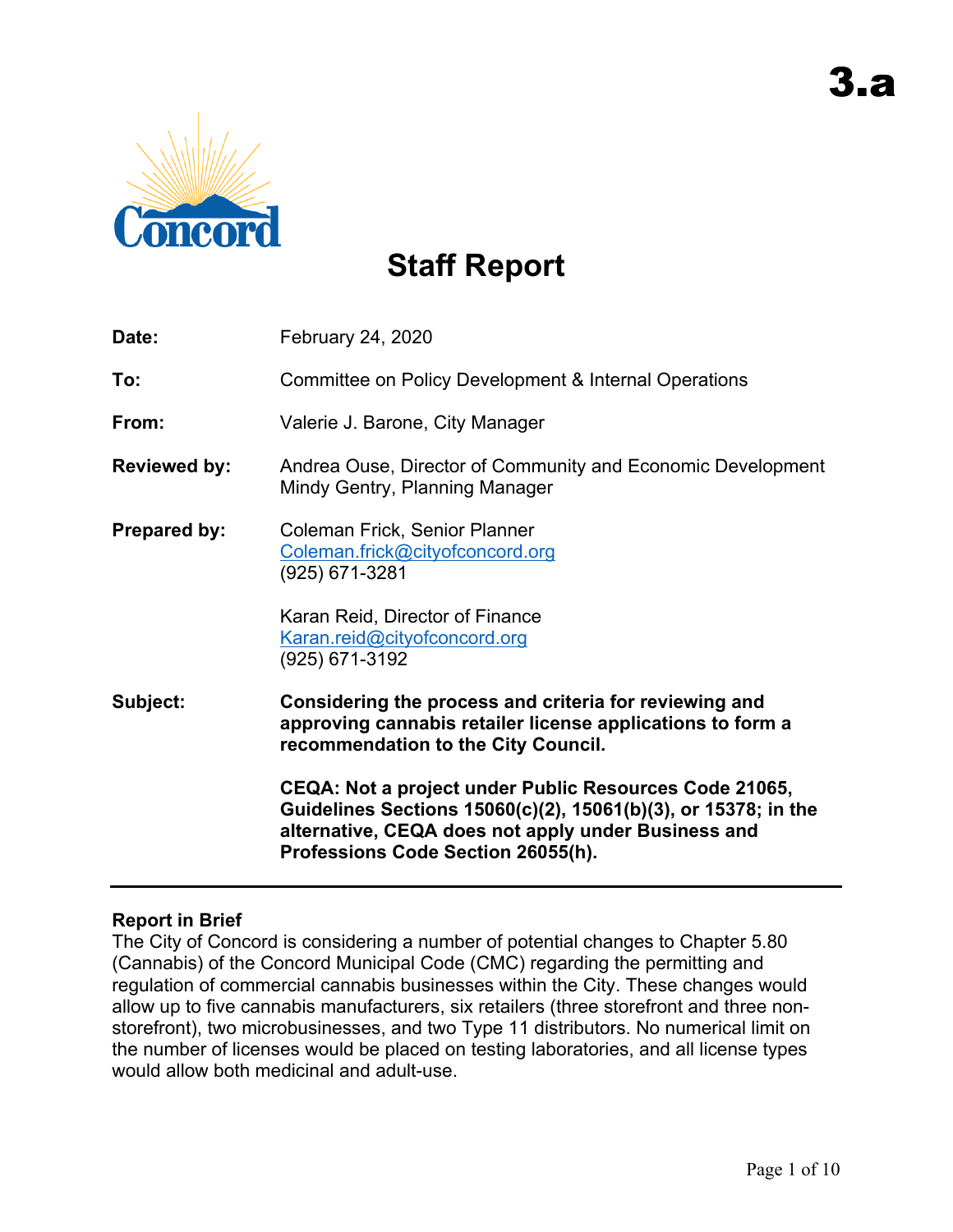# 3.a

# Staff Report

| | |
|---|---|
| **Date:** | February 24, 2020 |
| **To:** | Committee on Policy Development & Internal Operations |
| **From:** | Valerie J. Barone, City Manager |
| **Reviewed by:** | Andrea Ouse, Director of Community and Economic Development<br>Mindy Gentry, Planning Manager |
| **Prepared by:** | Coleman Frick, Senior Planner<br>Coleman.frick@cityofconcord.org<br>(925) 671-3281<br><br>Karan Reid, Director of Finance<br>Karan.reid@cityofconcord.org<br>(925) 671-3192 |
| **Subject:** | **Considering the process and criteria for reviewing and approving cannabis retailer license applications to form a recommendation to the City Council.**<br><br>**CEQA: Not a project under Public Resources Code 21065, Guidelines Sections 15060(c)(2), 15061(b)(3), or 15378; in the alternative, CEQA does not apply under Business and Professions Code Section 26055(h).** |

---

**Report in Brief**

The City of Concord is considering a number of potential changes to Chapter 5.80 (Cannabis) of the Concord Municipal Code (CMC) regarding the permitting and regulation of commercial cannabis businesses within the City. These changes would allow up to five cannabis manufacturers, six retailers (three storefront and three non-storefront), two microbusinesses, and two Type 11 distributors. No numerical limit on the number of licenses would be placed on testing laboratories, and all license types would allow both medicinal and adult-use.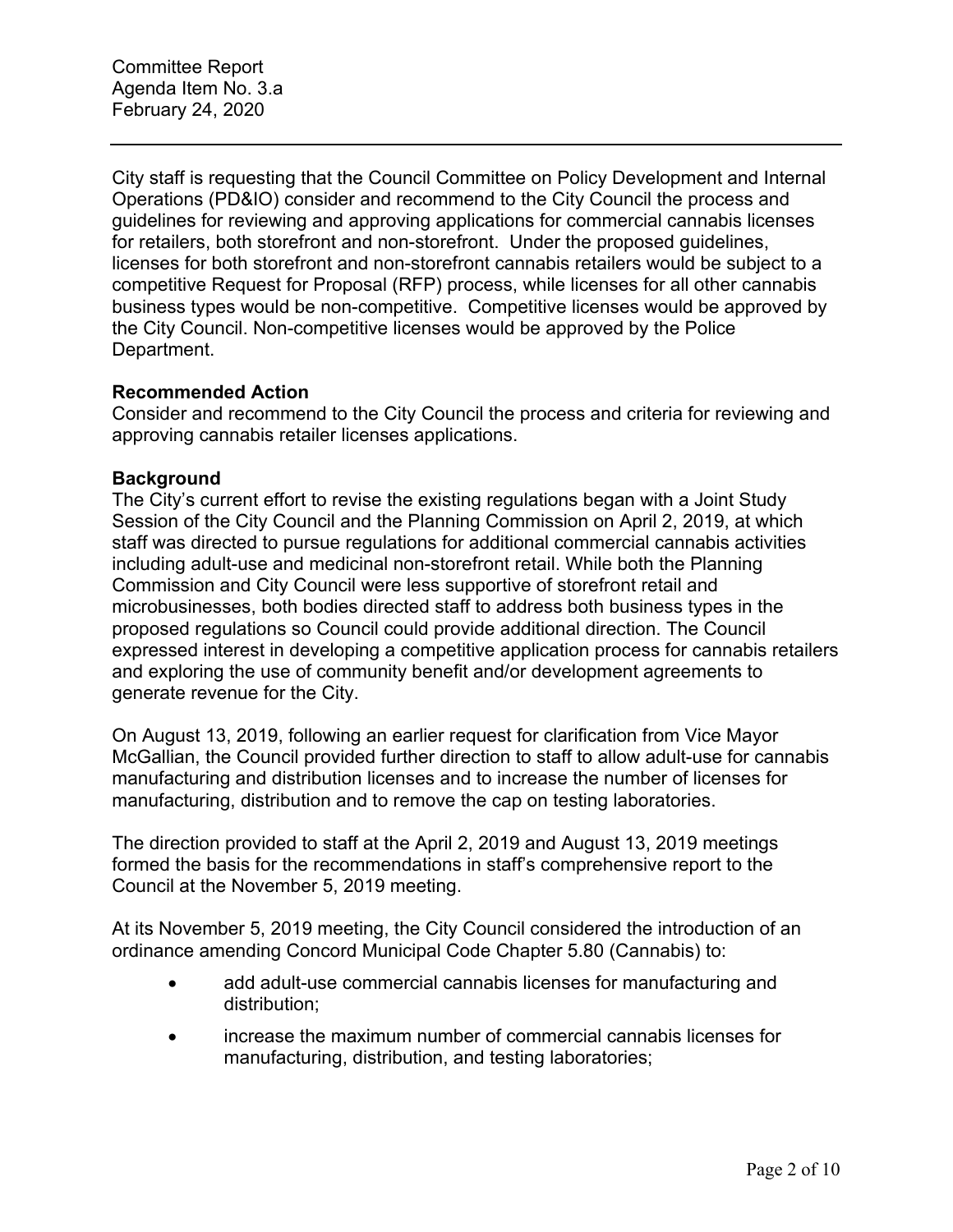City staff is requesting that the Council Committee on Policy Development and Internal Operations (PD&IO) consider and recommend to the City Council the process and guidelines for reviewing and approving applications for commercial cannabis licenses for retailers, both storefront and non-storefront. Under the proposed guidelines, licenses for both storefront and non-storefront cannabis retailers would be subject to a competitive Request for Proposal (RFP) process, while licenses for all other cannabis business types would be non-competitive. Competitive licenses would be approved by the City Council. Non-competitive licenses would be approved by the Police Department.

**Recommended Action**

Consider and recommend to the City Council the process and criteria for reviewing and approving cannabis retailer licenses applications.

**Background**

The City's current effort to revise the existing regulations began with a Joint Study Session of the City Council and the Planning Commission on April 2, 2019, at which staff was directed to pursue regulations for additional commercial cannabis activities including adult-use and medicinal non-storefront retail. While both the Planning Commission and City Council were less supportive of storefront retail and microbusinesses, both bodies directed staff to address both business types in the proposed regulations so Council could provide additional direction. The Council expressed interest in developing a competitive application process for cannabis retailers and exploring the use of community benefit and/or development agreements to generate revenue for the City.

On August 13, 2019, following an earlier request for clarification from Vice Mayor McGallian, the Council provided further direction to staff to allow adult-use for cannabis manufacturing and distribution licenses and to increase the number of licenses for manufacturing, distribution and to remove the cap on testing laboratories.

The direction provided to staff at the April 2, 2019 and August 13, 2019 meetings formed the basis for the recommendations in staff's comprehensive report to the Council at the November 5, 2019 meeting.

At its November 5, 2019 meeting, the City Council considered the introduction of an ordinance amending Concord Municipal Code Chapter 5.80 (Cannabis) to:

- add adult-use commercial cannabis licenses for manufacturing and distribution;
- increase the maximum number of commercial cannabis licenses for manufacturing, distribution, and testing laboratories;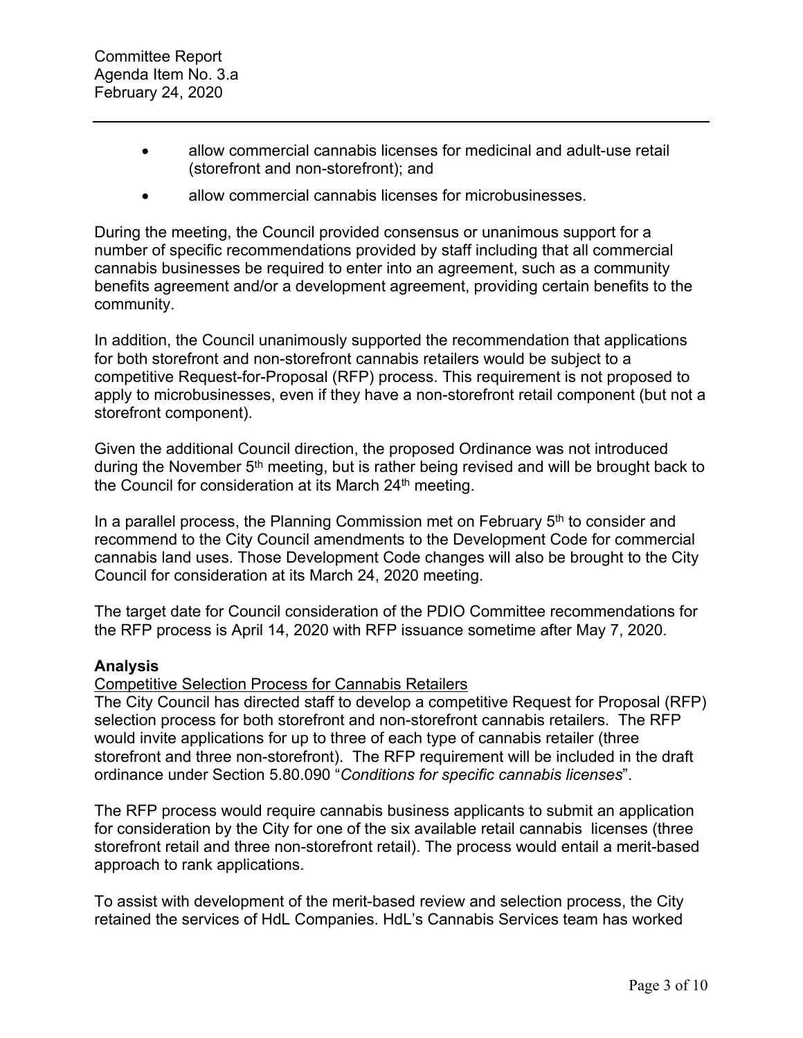- allow commercial cannabis licenses for medicinal and adult-use retail (storefront and non-storefront); and
- allow commercial cannabis licenses for microbusinesses.

During the meeting, the Council provided consensus or unanimous support for a number of specific recommendations provided by staff including that all commercial cannabis businesses be required to enter into an agreement, such as a community benefits agreement and/or a development agreement, providing certain benefits to the community.

In addition, the Council unanimously supported the recommendation that applications for both storefront and non-storefront cannabis retailers would be subject to a competitive Request-for-Proposal (RFP) process. This requirement is not proposed to apply to microbusinesses, even if they have a non-storefront retail component (but not a storefront component).

Given the additional Council direction, the proposed Ordinance was not introduced during the November 5th meeting, but is rather being revised and will be brought back to the Council for consideration at its March 24th meeting.

In a parallel process, the Planning Commission met on February 5th to consider and recommend to the City Council amendments to the Development Code for commercial cannabis land uses. Those Development Code changes will also be brought to the City Council for consideration at its March 24, 2020 meeting.

The target date for Council consideration of the PDIO Committee recommendations for the RFP process is April 14, 2020 with RFP issuance sometime after May 7, 2020.

## Analysis

Competitive Selection Process for Cannabis Retailers

The City Council has directed staff to develop a competitive Request for Proposal (RFP) selection process for both storefront and non-storefront cannabis retailers. The RFP would invite applications for up to three of each type of cannabis retailer (three storefront and three non-storefront). The RFP requirement will be included in the draft ordinance under Section 5.80.090 "*Conditions for specific cannabis licenses*".

The RFP process would require cannabis business applicants to submit an application for consideration by the City for one of the six available retail cannabis licenses (three storefront retail and three non-storefront retail). The process would entail a merit-based approach to rank applications.

To assist with development of the merit-based review and selection process, the City retained the services of HdL Companies. HdL's Cannabis Services team has worked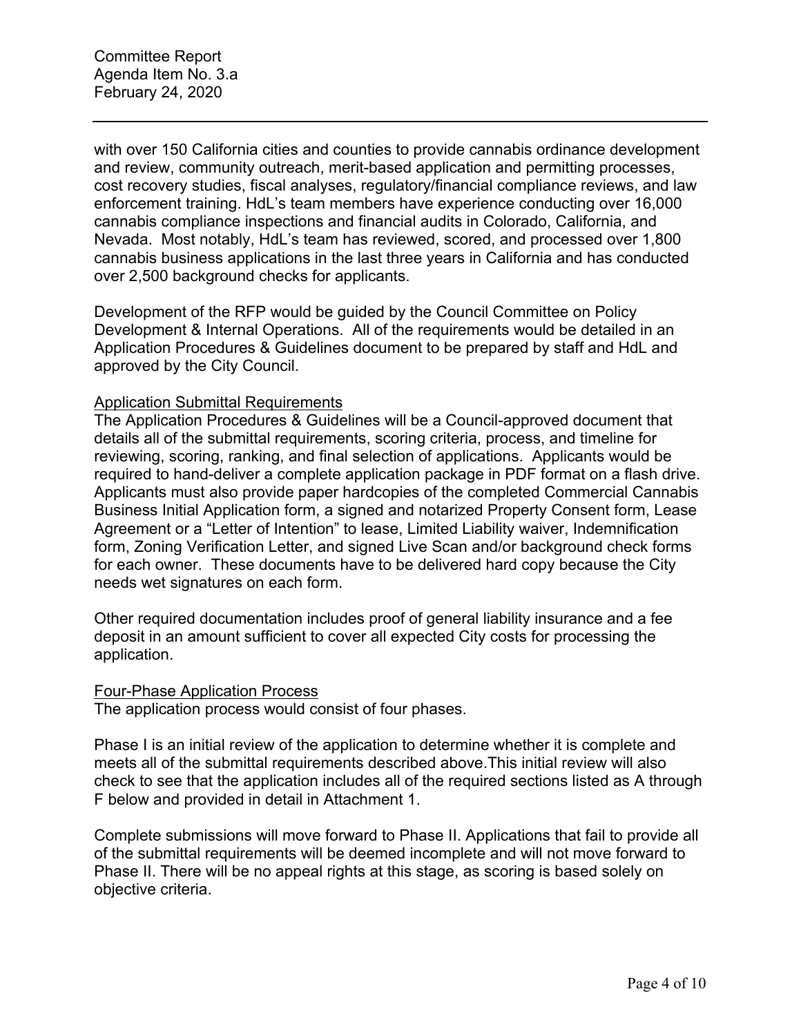with over 150 California cities and counties to provide cannabis ordinance development and review, community outreach, merit-based application and permitting processes, cost recovery studies, fiscal analyses, regulatory/financial compliance reviews, and law enforcement training. HdL's team members have experience conducting over 16,000 cannabis compliance inspections and financial audits in Colorado, California, and Nevada. Most notably, HdL's team has reviewed, scored, and processed over 1,800 cannabis business applications in the last three years in California and has conducted over 2,500 background checks for applicants.

Development of the RFP would be guided by the Council Committee on Policy Development & Internal Operations. All of the requirements would be detailed in an Application Procedures & Guidelines document to be prepared by staff and HdL and approved by the City Council.

## Application Submittal Requirements

The Application Procedures & Guidelines will be a Council-approved document that details all of the submittal requirements, scoring criteria, process, and timeline for reviewing, scoring, ranking, and final selection of applications. Applicants would be required to hand-deliver a complete application package in PDF format on a flash drive. Applicants must also provide paper hardcopies of the completed Commercial Cannabis Business Initial Application form, a signed and notarized Property Consent form, Lease Agreement or a "Letter of Intention" to lease, Limited Liability waiver, Indemnification form, Zoning Verification Letter, and signed Live Scan and/or background check forms for each owner. These documents have to be delivered hard copy because the City needs wet signatures on each form.

Other required documentation includes proof of general liability insurance and a fee deposit in an amount sufficient to cover all expected City costs for processing the application.

## Four-Phase Application Process

The application process would consist of four phases.

Phase I is an initial review of the application to determine whether it is complete and meets all of the submittal requirements described above.This initial review will also check to see that the application includes all of the required sections listed as A through F below and provided in detail in Attachment 1.

Complete submissions will move forward to Phase II. Applications that fail to provide all of the submittal requirements will be deemed incomplete and will not move forward to Phase II. There will be no appeal rights at this stage, as scoring is based solely on objective criteria.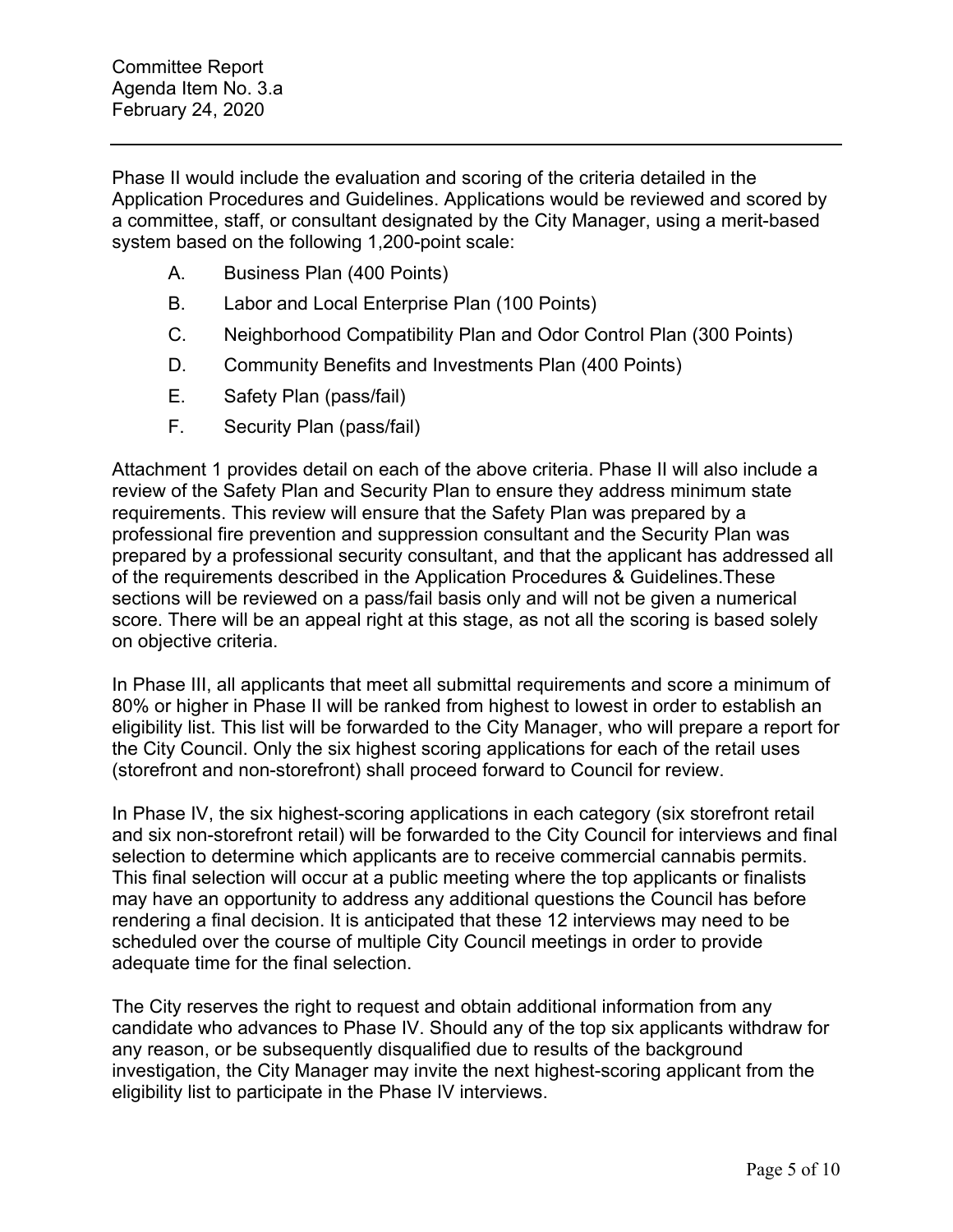Phase II would include the evaluation and scoring of the criteria detailed in the Application Procedures and Guidelines. Applications would be reviewed and scored by a committee, staff, or consultant designated by the City Manager, using a merit-based system based on the following 1,200-point scale:

A. Business Plan (400 Points)

B. Labor and Local Enterprise Plan (100 Points)

C. Neighborhood Compatibility Plan and Odor Control Plan (300 Points)

D. Community Benefits and Investments Plan (400 Points)

E. Safety Plan (pass/fail)

F. Security Plan (pass/fail)

Attachment 1 provides detail on each of the above criteria. Phase II will also include a review of the Safety Plan and Security Plan to ensure they address minimum state requirements. This review will ensure that the Safety Plan was prepared by a professional fire prevention and suppression consultant and the Security Plan was prepared by a professional security consultant, and that the applicant has addressed all of the requirements described in the Application Procedures & Guidelines.These sections will be reviewed on a pass/fail basis only and will not be given a numerical score. There will be an appeal right at this stage, as not all the scoring is based solely on objective criteria.

In Phase III, all applicants that meet all submittal requirements and score a minimum of 80% or higher in Phase II will be ranked from highest to lowest in order to establish an eligibility list. This list will be forwarded to the City Manager, who will prepare a report for the City Council. Only the six highest scoring applications for each of the retail uses (storefront and non-storefront) shall proceed forward to Council for review.

In Phase IV, the six highest-scoring applications in each category (six storefront retail and six non-storefront retail) will be forwarded to the City Council for interviews and final selection to determine which applicants are to receive commercial cannabis permits. This final selection will occur at a public meeting where the top applicants or finalists may have an opportunity to address any additional questions the Council has before rendering a final decision. It is anticipated that these 12 interviews may need to be scheduled over the course of multiple City Council meetings in order to provide adequate time for the final selection.

The City reserves the right to request and obtain additional information from any candidate who advances to Phase IV. Should any of the top six applicants withdraw for any reason, or be subsequently disqualified due to results of the background investigation, the City Manager may invite the next highest-scoring applicant from the eligibility list to participate in the Phase IV interviews.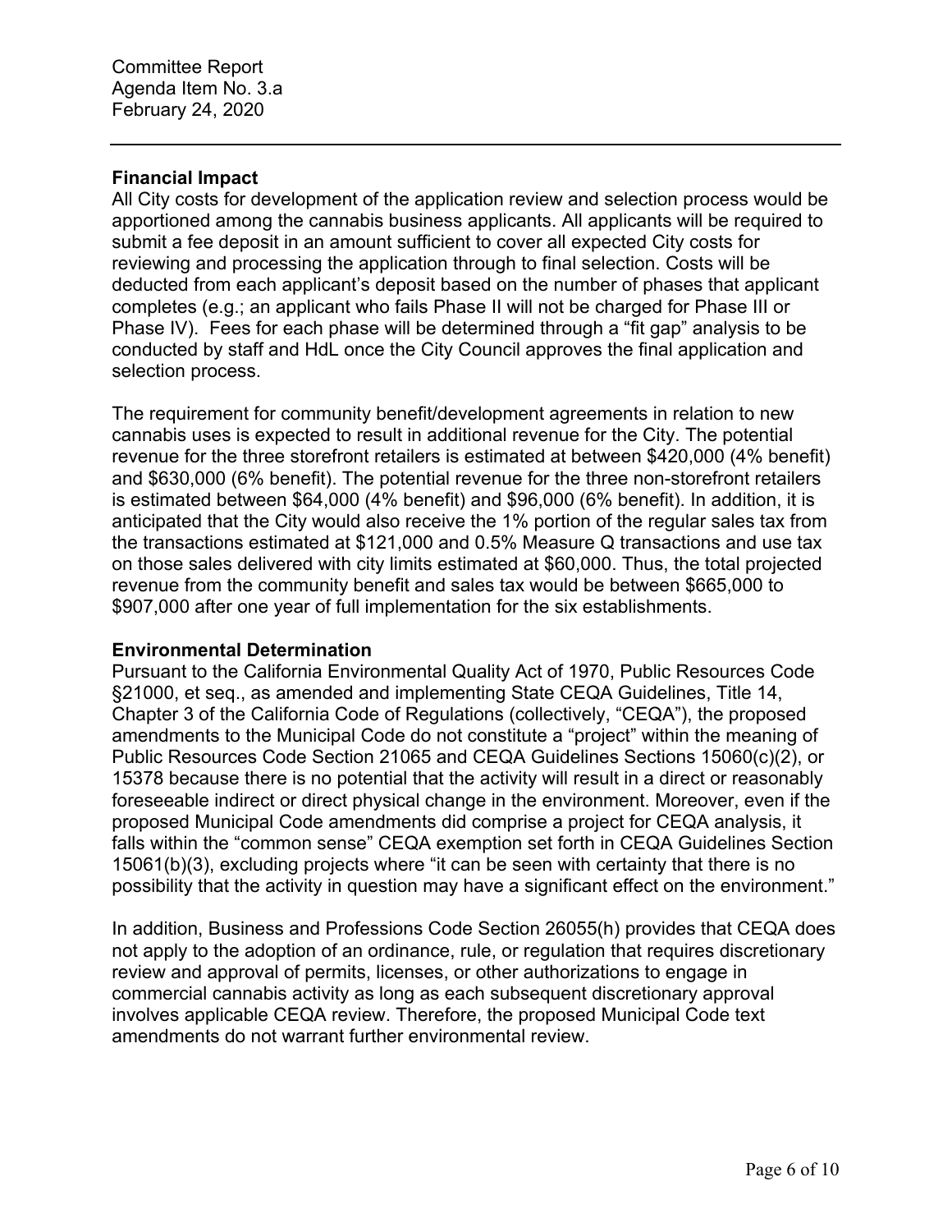**Financial Impact**

All City costs for development of the application review and selection process would be apportioned among the cannabis business applicants. All applicants will be required to submit a fee deposit in an amount sufficient to cover all expected City costs for reviewing and processing the application through to final selection. Costs will be deducted from each applicant's deposit based on the number of phases that applicant completes (e.g.; an applicant who fails Phase II will not be charged for Phase III or Phase IV). Fees for each phase will be determined through a "fit gap" analysis to be conducted by staff and HdL once the City Council approves the final application and selection process.

The requirement for community benefit/development agreements in relation to new cannabis uses is expected to result in additional revenue for the City. The potential revenue for the three storefront retailers is estimated at between $420,000 (4% benefit) and $630,000 (6% benefit). The potential revenue for the three non-storefront retailers is estimated between $64,000 (4% benefit) and $96,000 (6% benefit). In addition, it is anticipated that the City would also receive the 1% portion of the regular sales tax from the transactions estimated at $121,000 and 0.5% Measure Q transactions and use tax on those sales delivered with city limits estimated at $60,000. Thus, the total projected revenue from the community benefit and sales tax would be between $665,000 to $907,000 after one year of full implementation for the six establishments.

**Environmental Determination**

Pursuant to the California Environmental Quality Act of 1970, Public Resources Code §21000, et seq., as amended and implementing State CEQA Guidelines, Title 14, Chapter 3 of the California Code of Regulations (collectively, "CEQA"), the proposed amendments to the Municipal Code do not constitute a "project" within the meaning of Public Resources Code Section 21065 and CEQA Guidelines Sections 15060(c)(2), or 15378 because there is no potential that the activity will result in a direct or reasonably foreseeable indirect or direct physical change in the environment. Moreover, even if the proposed Municipal Code amendments did comprise a project for CEQA analysis, it falls within the "common sense" CEQA exemption set forth in CEQA Guidelines Section 15061(b)(3), excluding projects where "it can be seen with certainty that there is no possibility that the activity in question may have a significant effect on the environment."

In addition, Business and Professions Code Section 26055(h) provides that CEQA does not apply to the adoption of an ordinance, rule, or regulation that requires discretionary review and approval of permits, licenses, or other authorizations to engage in commercial cannabis activity as long as each subsequent discretionary approval involves applicable CEQA review. Therefore, the proposed Municipal Code text amendments do not warrant further environmental review.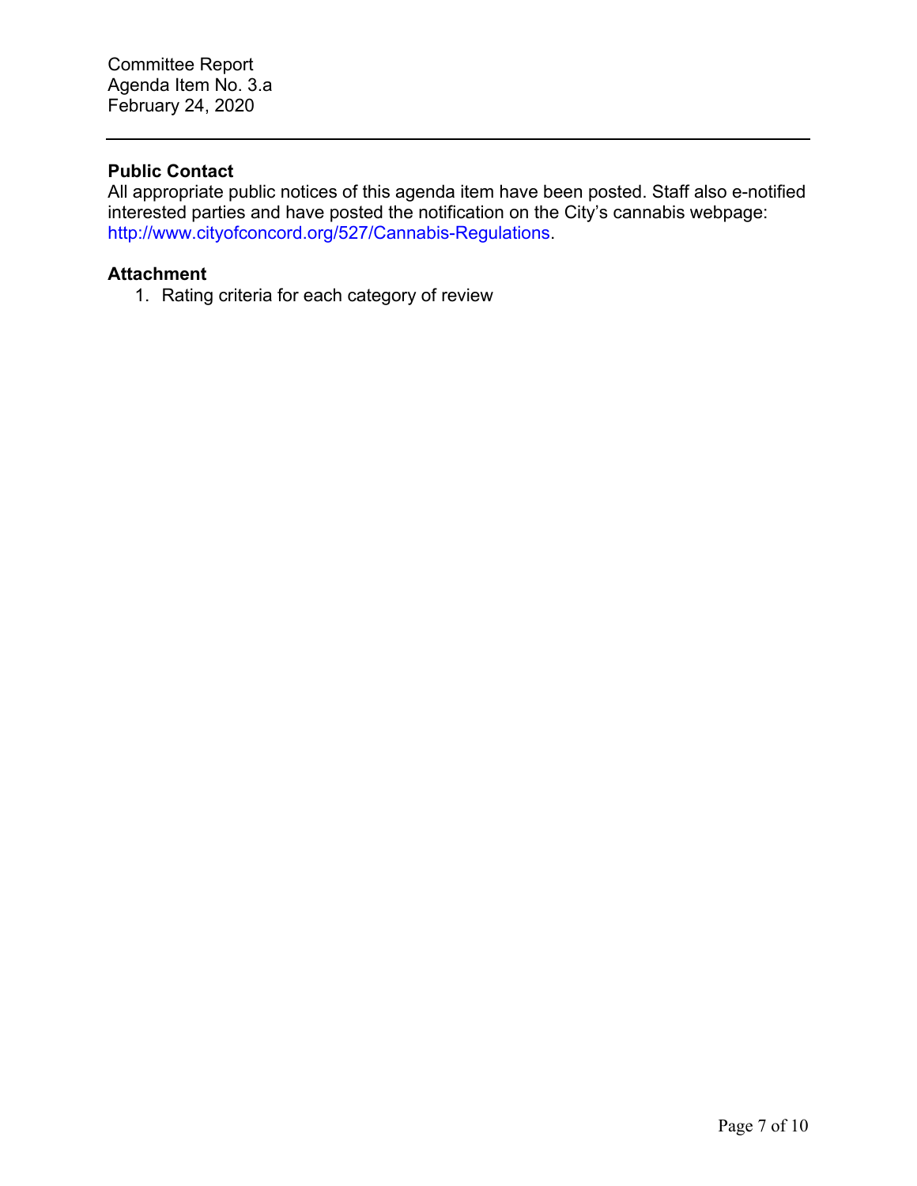**Public Contact**

All appropriate public notices of this agenda item have been posted. Staff also e-notified interested parties and have posted the notification on the City's cannabis webpage: http://www.cityofconcord.org/527/Cannabis-Regulations.

**Attachment**

1. Rating criteria for each category of review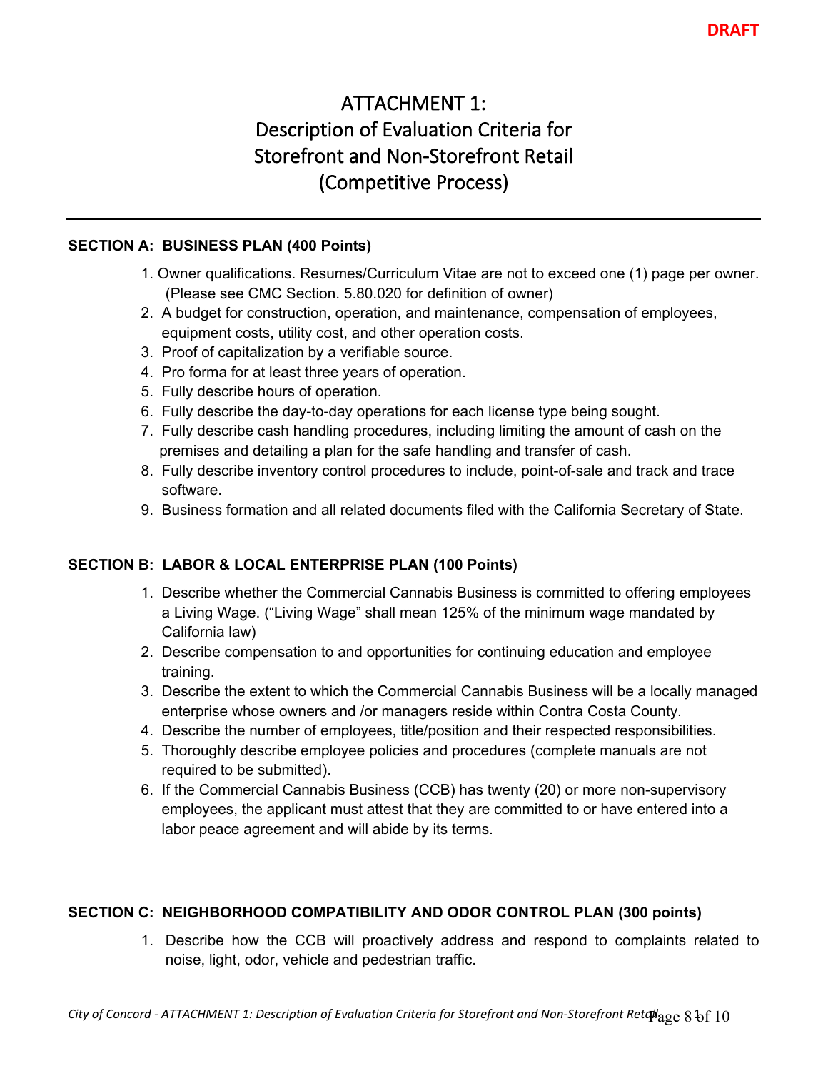**DRAFT**

# ATTACHMENT 1: Description of Evaluation Criteria for Storefront and Non-Storefront Retail (Competitive Process)

---

**SECTION A: BUSINESS PLAN (400 Points)**

1. Owner qualifications. Resumes/Curriculum Vitae are not to exceed one (1) page per owner. (Please see CMC Section. 5.80.020 for definition of owner)
2. A budget for construction, operation, and maintenance, compensation of employees, equipment costs, utility cost, and other operation costs.
3. Proof of capitalization by a verifiable source.
4. Pro forma for at least three years of operation.
5. Fully describe hours of operation.
6. Fully describe the day-to-day operations for each license type being sought.
7. Fully describe cash handling procedures, including limiting the amount of cash on the premises and detailing a plan for the safe handling and transfer of cash.
8. Fully describe inventory control procedures to include, point-of-sale and track and trace software.
9. Business formation and all related documents filed with the California Secretary of State.

**SECTION B: LABOR & LOCAL ENTERPRISE PLAN (100 Points)**

1. Describe whether the Commercial Cannabis Business is committed to offering employees a Living Wage. ("Living Wage" shall mean 125% of the minimum wage mandated by California law)
2. Describe compensation to and opportunities for continuing education and employee training.
3. Describe the extent to which the Commercial Cannabis Business will be a locally managed enterprise whose owners and /or managers reside within Contra Costa County.
4. Describe the number of employees, title/position and their respected responsibilities.
5. Thoroughly describe employee policies and procedures (complete manuals are not required to be submitted).
6. If the Commercial Cannabis Business (CCB) has twenty (20) or more non-supervisory employees, the applicant must attest that they are committed to or have entered into a labor peace agreement and will abide by its terms.

**SECTION C: NEIGHBORHOOD COMPATIBILITY AND ODOR CONTROL PLAN (300 points)**

1. Describe how the CCB will proactively address and respond to complaints related to noise, light, odor, vehicle and pedestrian traffic.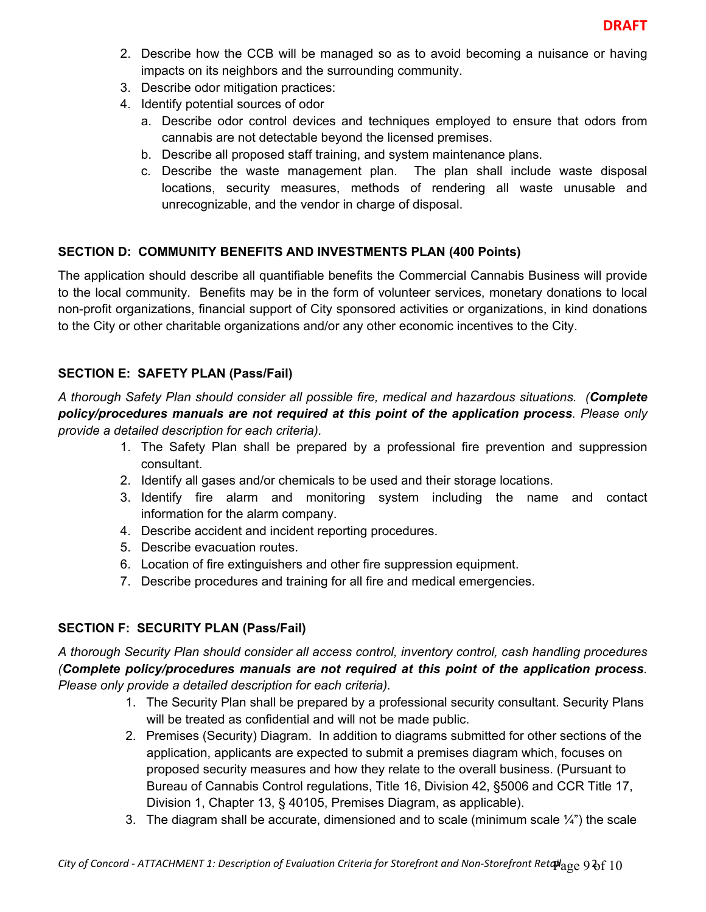**DRAFT**

2. Describe how the CCB will be managed so as to avoid becoming a nuisance or having impacts on its neighbors and the surrounding community.
3. Describe odor mitigation practices:
4. Identify potential sources of odor
   a. Describe odor control devices and techniques employed to ensure that odors from cannabis are not detectable beyond the licensed premises.
   b. Describe all proposed staff training, and system maintenance plans.
   c. Describe the waste management plan. The plan shall include waste disposal locations, security measures, methods of rendering all waste unusable and unrecognizable, and the vendor in charge of disposal.

**SECTION D: COMMUNITY BENEFITS AND INVESTMENTS PLAN (400 Points)**

The application should describe all quantifiable benefits the Commercial Cannabis Business will provide to the local community. Benefits may be in the form of volunteer services, monetary donations to local non-profit organizations, financial support of City sponsored activities or organizations, in kind donations to the City or other charitable organizations and/or any other economic incentives to the City.

**SECTION E: SAFETY PLAN (Pass/Fail)**

*A thorough Safety Plan should consider all possible fire, medical and hazardous situations. (**Complete policy/procedures manuals are not required at this point of the application process**. Please only provide a detailed description for each criteria).*

1. The Safety Plan shall be prepared by a professional fire prevention and suppression consultant.
2. Identify all gases and/or chemicals to be used and their storage locations.
3. Identify fire alarm and monitoring system including the name and contact information for the alarm company.
4. Describe accident and incident reporting procedures.
5. Describe evacuation routes.
6. Location of fire extinguishers and other fire suppression equipment.
7. Describe procedures and training for all fire and medical emergencies.

**SECTION F: SECURITY PLAN (Pass/Fail)**

*A thorough Security Plan should consider all access control, inventory control, cash handling procedures (**Complete policy/procedures manuals are not required at this point of the application process**. Please only provide a detailed description for each criteria).*

1. The Security Plan shall be prepared by a professional security consultant. Security Plans will be treated as confidential and will not be made public.
2. Premises (Security) Diagram. In addition to diagrams submitted for other sections of the application, applicants are expected to submit a premises diagram which, focuses on proposed security measures and how they relate to the overall business. (Pursuant to Bureau of Cannabis Control regulations, Title 16, Division 42, §5006 and CCR Title 17, Division 1, Chapter 13, § 40105, Premises Diagram, as applicable).
3. The diagram shall be accurate, dimensioned and to scale (minimum scale ¼") the scale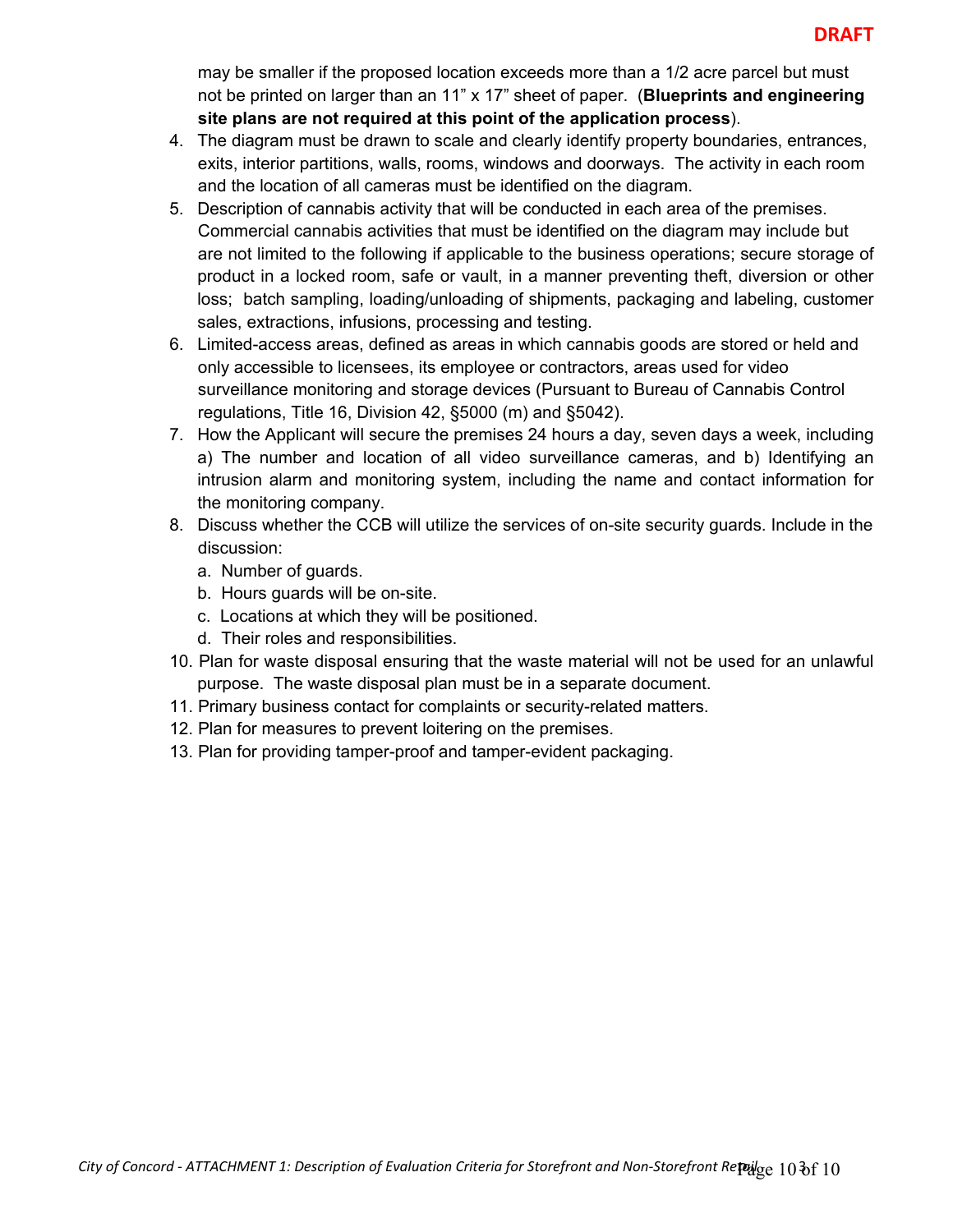may be smaller if the proposed location exceeds more than a 1/2 acre parcel but must not be printed on larger than an 11" x 17" sheet of paper. (**Blueprints and engineering site plans are not required at this point of the application process**).

4. The diagram must be drawn to scale and clearly identify property boundaries, entrances, exits, interior partitions, walls, rooms, windows and doorways. The activity in each room and the location of all cameras must be identified on the diagram.
5. Description of cannabis activity that will be conducted in each area of the premises. Commercial cannabis activities that must be identified on the diagram may include but are not limited to the following if applicable to the business operations; secure storage of product in a locked room, safe or vault, in a manner preventing theft, diversion or other loss; batch sampling, loading/unloading of shipments, packaging and labeling, customer sales, extractions, infusions, processing and testing.
6. Limited-access areas, defined as areas in which cannabis goods are stored or held and only accessible to licensees, its employee or contractors, areas used for video surveillance monitoring and storage devices (Pursuant to Bureau of Cannabis Control regulations, Title 16, Division 42, §5000 (m) and §5042).
7. How the Applicant will secure the premises 24 hours a day, seven days a week, including a) The number and location of all video surveillance cameras, and b) Identifying an intrusion alarm and monitoring system, including the name and contact information for the monitoring company.
8. Discuss whether the CCB will utilize the services of on-site security guards. Include in the discussion:
   a. Number of guards.
   b. Hours guards will be on-site.
   c. Locations at which they will be positioned.
   d. Their roles and responsibilities.
10. Plan for waste disposal ensuring that the waste material will not be used for an unlawful purpose. The waste disposal plan must be in a separate document.
11. Primary business contact for complaints or security-related matters.
12. Plan for measures to prevent loitering on the premises.
13. Plan for providing tamper-proof and tamper-evident packaging.